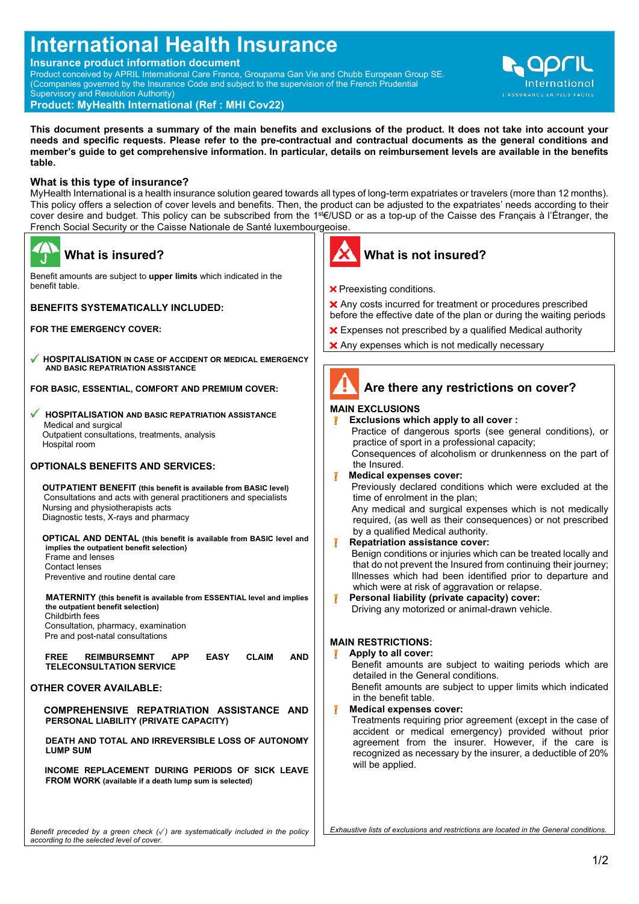# International Health Insurance

**Insurance product information document**

Product conceived by APRIL International Care France, Groupama Gan Vie and Chubb European Group SE.
(Ccompanies governed by the Insurance Code and subject to the supervision of the French Prudential Supervisory and Resolution Authority)

**Product: MyHealth International (Ref : MHI Cov22)**

**This document presents a summary of the main benefits and exclusions of the product. It does not take into account your needs and specific requests. Please refer to the pre-contractual and contractual documents as the general conditions and member's guide to get comprehensive information. In particular, details on reimbursement levels are available in the benefits table.**

## What is this type of insurance?

MyHealth International is a health insurance solution geared towards all types of long-term expatriates or travelers (more than 12 months). This policy offers a selection of cover levels and benefits. Then, the product can be adjusted to the expatriates' needs according to their cover desire and budget. This policy can be subscribed from the 1st€/USD or as a top-up of the Caisse des Français à l'Étranger, the French Social Security or the Caisse Nationale de Santé luxembourgeoise.

## What is insured?

Benefit amounts are subject to **upper limits** which indicated in the benefit table.

**BENEFITS SYSTEMATICALLY INCLUDED:**

**FOR THE EMERGENCY COVER:**

✓ **HOSPITALISATION IN CASE OF ACCIDENT OR MEDICAL EMERGENCY AND BASIC REPATRIATION ASSISTANCE**

**FOR BASIC, ESSENTIAL, COMFORT AND PREMIUM COVER:**

✓ **HOSPITALISATION AND BASIC REPATRIATION ASSISTANCE**
- Medical and surgical
- Outpatient consultations, treatments, analysis
- Hospital room

**OPTIONALS BENEFITS AND SERVICES:**

**OUTPATIENT BENEFIT (this benefit is available from BASIC level)**
- Consultations and acts with general practitioners and specialists
- Nursing and physiotherapists acts
- Diagnostic tests, X-rays and pharmacy

**OPTICAL AND DENTAL (this benefit is available from BASIC level and implies the outpatient benefit selection)**
- Frame and lenses
- Contact lenses
- Preventive and routine dental care

**MATERNITY (this benefit is available from ESSENTIAL level and implies the outpatient benefit selection)**
- Childbirth fees
- Consultation, pharmacy, examination
- Pre and post-natal consultations

**FREE REIMBURSEMNT APP EASY CLAIM AND TELECONSULTATION SERVICE**

**OTHER COVER AVAILABLE:**

**COMPREHENSIVE REPATRIATION ASSISTANCE AND PERSONAL LIABILITY (PRIVATE CAPACITY)**

**DEATH AND TOTAL AND IRREVERSIBLE LOSS OF AUTONOMY LUMP SUM**

**INCOME REPLACEMENT DURING PERIODS OF SICK LEAVE FROM WORK (available if a death lump sum is selected)**

*Benefit preceded by a green check (✓) are systematically included in the policy according to the selected level of cover.*

## What is not insured?

- ✗ Preexisting conditions.
- ✗ Any costs incurred for treatment or procedures prescribed before the effective date of the plan or during the waiting periods
- ✗ Expenses not prescribed by a qualified Medical authority
- ✗ Any expenses which is not medically necessary

## Are there any restrictions on cover?

**MAIN EXCLUSIONS**

! **Exclusions which apply to all cover :**
- Practice of dangerous sports (see general conditions), or practice of sport in a professional capacity;
- Consequences of alcoholism or drunkenness on the part of the Insured.

! **Medical expenses cover:**
- Previously declared conditions which were excluded at the time of enrolment in the plan;
- Any medical and surgical expenses which is not medically required, (as well as their consequences) or not prescribed by a qualified Medical authority.

! **Repatriation assistance cover:**
- Benign conditions or injuries which can be treated locally and that do not prevent the Insured from continuing their journey;
- Illnesses which had been identified prior to departure and which were at risk of aggravation or relapse.

! **Personal liability (private capacity) cover:**
- Driving any motorized or animal-drawn vehicle.

**MAIN RESTRICTIONS:**

! **Apply to all cover:**
- Benefit amounts are subject to waiting periods which are detailed in the General conditions.
- Benefit amounts are subject to upper limits which indicated in the benefit table.

! **Medical expenses cover:**
- Treatments requiring prior agreement (except in the case of accident or medical emergency) provided without prior agreement from the insurer. However, if the care is recognized as necessary by the insurer, a deductible of 20% will be applied.

*Exhaustive lists of exclusions and restrictions are located in the General conditions.*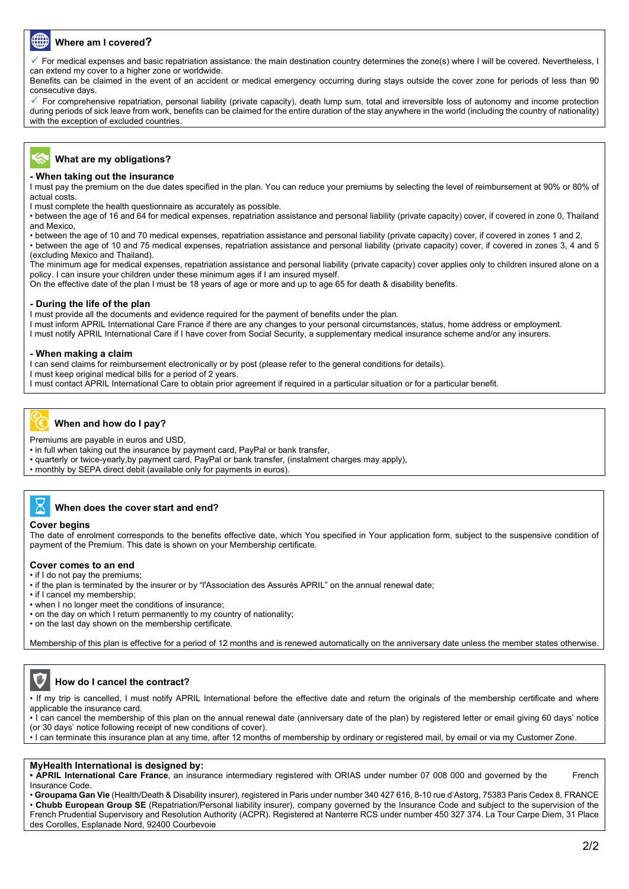## Where am I covered?

✓ For medical expenses and basic repatriation assistance: the main destination country determines the zone(s) where I will be covered. Nevertheless, I can extend my cover to a higher zone or worldwide.
Benefits can be claimed in the event of an accident or medical emergency occurring during stays outside the cover zone for periods of less than 90 consecutive days.

✓ For comprehensive repatriation, personal liability (private capacity), death lump sum, total and irreversible loss of autonomy and income protection during periods of sick leave from work, benefits can be claimed for the entire duration of the stay anywhere in the world (including the country of nationality) with the exception of excluded countries.

## What are my obligations?

**- When taking out the insurance**

I must pay the premium on the due dates specified in the plan. You can reduce your premiums by selecting the level of reimbursement at 90% or 80% of actual costs.
I must complete the health questionnaire as accurately as possible.

- between the age of 16 and 64 for medical expenses, repatriation assistance and personal liability (private capacity) cover, if covered in zone 0, Thailand and Mexico,
- between the age of 10 and 70 medical expenses, repatriation assistance and personal liability (private capacity) cover, if covered in zones 1 and 2,
- between the age of 10 and 75 medical expenses, repatriation assistance and personal liability (private capacity) cover, if covered in zones 3, 4 and 5 (excluding Mexico and Thailand).

The minimum age for medical expenses, repatriation assistance and personal liability (private capacity) cover applies only to children insured alone on a policy. I can insure your children under these minimum ages if I am insured myself.
On the effective date of the plan I must be 18 years of age or more and up to age 65 for death & disability benefits.

**- During the life of the plan**

I must provide all the documents and evidence required for the payment of benefits under the plan.
I must inform APRIL International Care France if there are any changes to your personal circumstances, status, home address or employment.
I must notify APRIL International Care if I have cover from Social Security, a supplementary medical insurance scheme and/or any insurers.

**- When making a claim**

I can send claims for reimbursement electronically or by post (please refer to the general conditions for details).
I must keep original medical bills for a period of 2 years.
I must contact APRIL International Care to obtain prior agreement if required in a particular situation or for a particular benefit.

## When and how do I pay?

Premiums are payable in euros and USD,

- in full when taking out the insurance by payment card, PayPal or bank transfer,
- quarterly or twice-yearly,by payment card, PayPal or bank transfer, (instalment charges may apply),
- monthly by SEPA direct debit (available only for payments in euros).

## When does the cover start and end?

**Cover begins**

The date of enrolment corresponds to the benefits effective date, which You specified in Your application form, subject to the suspensive condition of payment of the Premium. This date is shown on your Membership certificate.

**Cover comes to an end**

- if I do not pay the premiums;
- if the plan is terminated by the insurer or by "l'Association des Assurés APRIL" on the annual renewal date;
- if I cancel my membership;
- when I no longer meet the conditions of insurance;
- on the day on which I return permanently to my country of nationality;
- on the last day shown on the membership certificate.

Membership of this plan is effective for a period of 12 months and is renewed automatically on the anniversary date unless the member states otherwise.

## How do I cancel the contract?

- If my trip is cancelled, I must notify APRIL International before the effective date and return the originals of the membership certificate and where applicable the insurance card.
- I can cancel the membership of this plan on the annual renewal date (anniversary date of the plan) by registered letter or email giving 60 days' notice (or 30 days' notice following receipt of new conditions of cover).
- I can terminate this insurance plan at any time, after 12 months of membership by ordinary or registered mail, by email or via my Customer Zone.

**MyHealth International is designed by:**

- **APRIL International Care France**, an insurance intermediary registered with ORIAS under number 07 008 000 and governed by the French Insurance Code.
- **Groupama Gan Vie** (Health/Death & Disability insurer), registered in Paris under number 340 427 616, 8-10 rue d'Astorg, 75383 Paris Cedex 8, FRANCE
- **Chubb European Group SE** (Repatriation/Personal liability insurer), company governed by the Insurance Code and subject to the supervision of the French Prudential Supervisory and Resolution Authority (ACPR). Registered at Nanterre RCS under number 450 327 374. La Tour Carpe Diem, 31 Place des Corolles, Esplanade Nord, 92400 Courbevoie